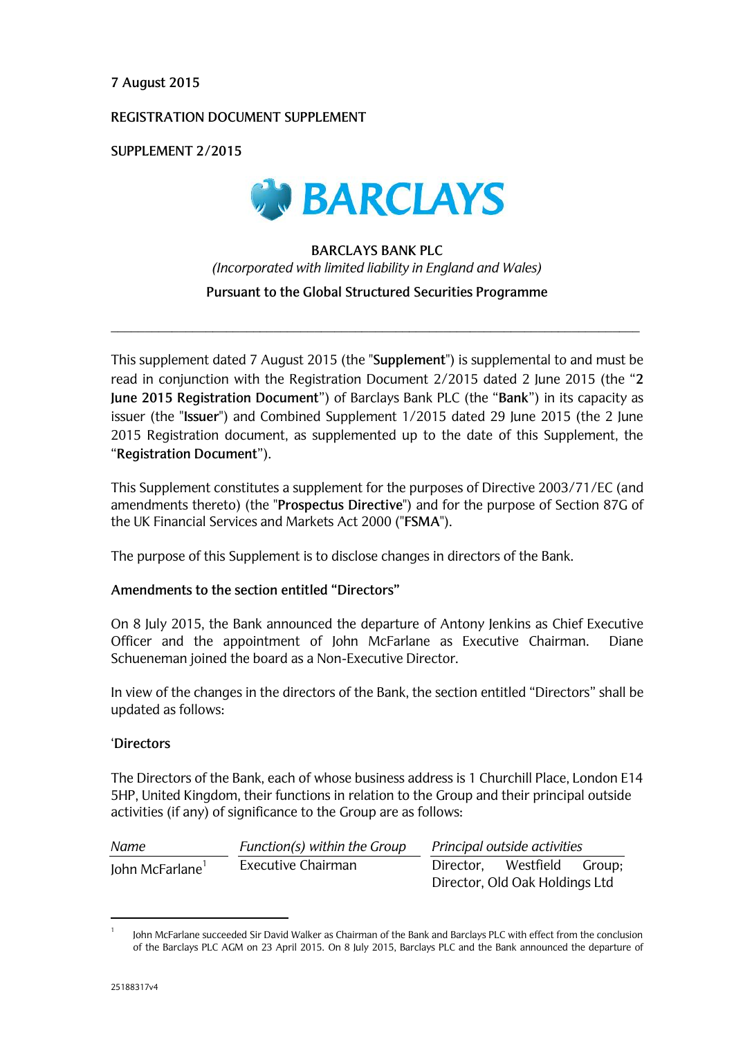7 August 2015

REGISTRATION DOCUMENT SUPPLEMENT

SUPPLEMENT 2/2015

BARCLAYS

**BARCLAYS BANK PLC**

*(Incorporated with limited liability in England and Wales)*

**Pursuant to the Global Structured Securities Programme**

---

This supplement dated 7 August 2015 (the "**Supplement**") is supplemental to and must be read in conjunction with the Registration Document 2/2015 dated 2 June 2015 (the "**2 June 2015 Registration Document**") of Barclays Bank PLC (the "**Bank**") in its capacity as issuer (the "**Issuer**") and Combined Supplement 1/2015 dated 29 June 2015 (the 2 June 2015 Registration document, as supplemented up to the date of this Supplement, the "**Registration Document**").

This Supplement constitutes a supplement for the purposes of Directive 2003/71/EC (and amendments thereto) (the "**Prospectus Directive**") and for the purpose of Section 87G of the UK Financial Services and Markets Act 2000 ("**FSMA**").

The purpose of this Supplement is to disclose changes in directors of the Bank.

**Amendments to the section entitled "Directors"**

On 8 July 2015, the Bank announced the departure of Antony Jenkins as Chief Executive Officer and the appointment of John McFarlane as Executive Chairman. Diane Schueneman joined the board as a Non-Executive Director.

In view of the changes in the directors of the Bank, the section entitled "Directors" shall be updated as follows:

'**Directors**

The Directors of the Bank, each of whose business address is 1 Churchill Place, London E14 5HP, United Kingdom, their functions in relation to the Group and their principal outside activities (if any) of significance to the Group are as follows:

| *Name* | *Function(s) within the Group* | *Principal outside activities* |
| --- | --- | --- |
| John McFarlane[1] | Executive Chairman | Director, Westfield Group; Director, Old Oak Holdings Ltd |

[1] John McFarlane succeeded Sir David Walker as Chairman of the Bank and Barclays PLC with effect from the conclusion of the Barclays PLC AGM on 23 April 2015. On 8 July 2015, Barclays PLC and the Bank announced the departure of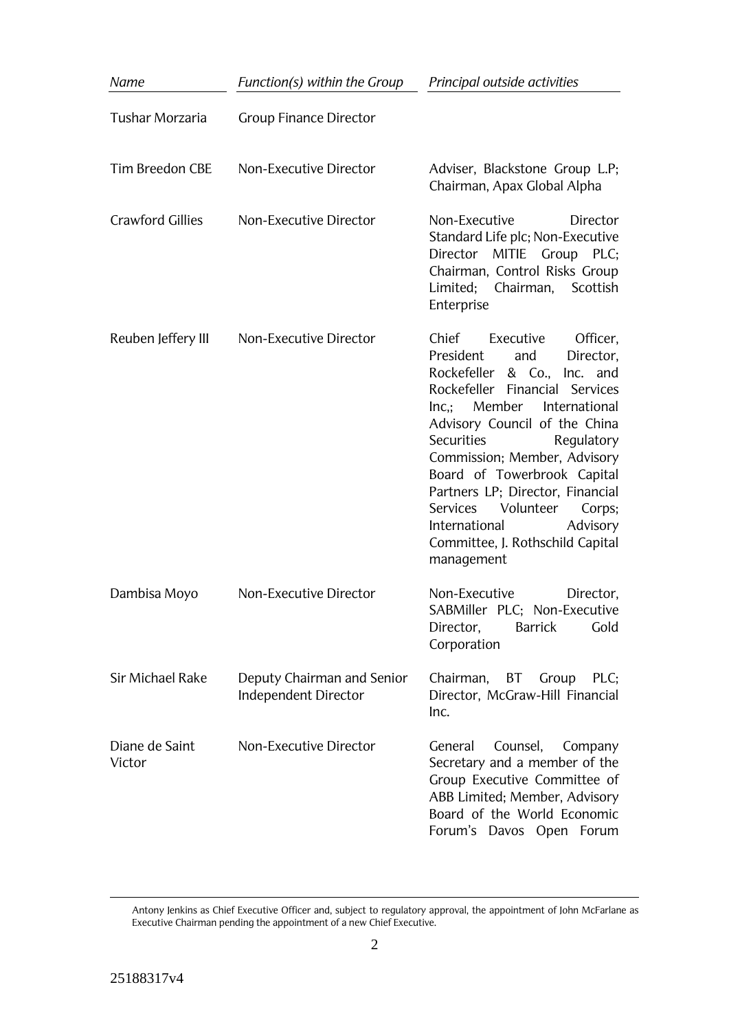| *Name* | *Function(s) within the Group* | *Principal outside activities* |
| --- | --- | --- |
| Tushar Morzaria | Group Finance Director | |
| Tim Breedon CBE | Non-Executive Director | Adviser, Blackstone Group L.P; Chairman, Apax Global Alpha |
| Crawford Gillies | Non-Executive Director | Non-Executive Director Standard Life plc; Non-Executive Director MITIE Group PLC; Chairman, Control Risks Group Limited; Chairman, Scottish Enterprise |
| Reuben Jeffery III | Non-Executive Director | Chief Executive Officer, President and Director, Rockefeller & Co., Inc. and Rockefeller Financial Services Inc,; Member International Advisory Council of the China Securities Regulatory Commission; Member, Advisory Board of Towerbrook Capital Partners LP; Director, Financial Services Volunteer Corps; International Advisory Committee, J. Rothschild Capital management |
| Dambisa Moyo | Non-Executive Director | Non-Executive Director, SABMiller PLC; Non-Executive Director, Barrick Gold Corporation |
| Sir Michael Rake | Deputy Chairman and Senior Independent Director | Chairman, BT Group PLC; Director, McGraw-Hill Financial Inc. |
| Diane de Saint Victor | Non-Executive Director | General Counsel, Company Secretary and a member of the Group Executive Committee of ABB Limited; Member, Advisory Board of the World Economic Forum's Davos Open Forum |

Antony Jenkins as Chief Executive Officer and, subject to regulatory approval, the appointment of John McFarlane as Executive Chairman pending the appointment of a new Chief Executive.

25188317v4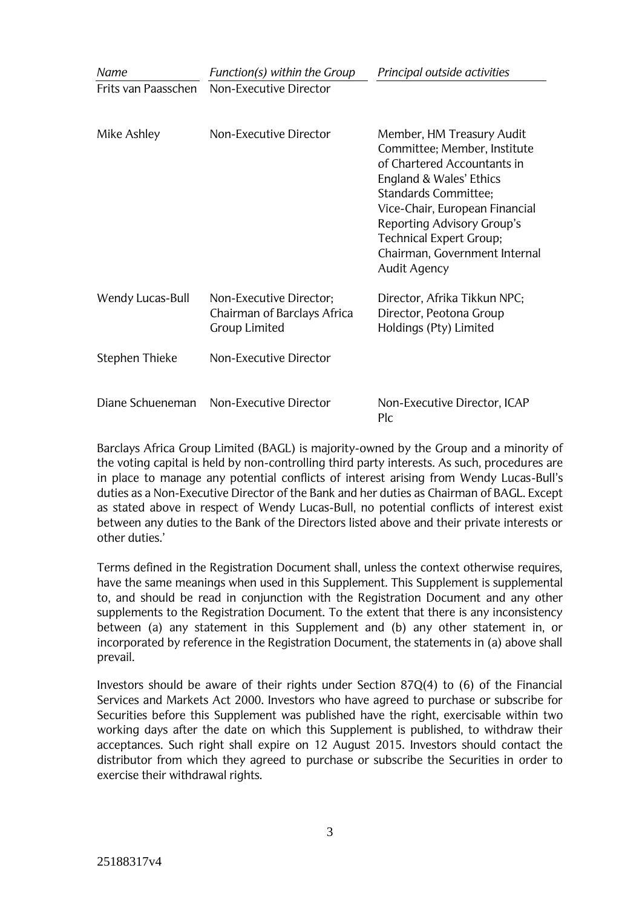| *Name* | *Function(s) within the Group* | *Principal outside activities* |
|---|---|---|
| Frits van Paasschen | Non-Executive Director | |
| Mike Ashley | Non-Executive Director | Member, HM Treasury Audit Committee; Member, Institute of Chartered Accountants in England & Wales' Ethics Standards Committee; Vice-Chair, European Financial Reporting Advisory Group's Technical Expert Group; Chairman, Government Internal Audit Agency |
| Wendy Lucas-Bull | Non-Executive Director; Chairman of Barclays Africa Group Limited | Director, Afrika Tikkun NPC; Director, Peotona Group Holdings (Pty) Limited |
| Stephen Thieke | Non-Executive Director | |
| Diane Schueneman | Non-Executive Director | Non-Executive Director, ICAP Plc |

Barclays Africa Group Limited (BAGL) is majority-owned by the Group and a minority of the voting capital is held by non-controlling third party interests. As such, procedures are in place to manage any potential conflicts of interest arising from Wendy Lucas-Bull's duties as a Non-Executive Director of the Bank and her duties as Chairman of BAGL. Except as stated above in respect of Wendy Lucas-Bull, no potential conflicts of interest exist between any duties to the Bank of the Directors listed above and their private interests or other duties.'

Terms defined in the Registration Document shall, unless the context otherwise requires, have the same meanings when used in this Supplement. This Supplement is supplemental to, and should be read in conjunction with the Registration Document and any other supplements to the Registration Document. To the extent that there is any inconsistency between (a) any statement in this Supplement and (b) any other statement in, or incorporated by reference in the Registration Document, the statements in (a) above shall prevail.

Investors should be aware of their rights under Section 87Q(4) to (6) of the Financial Services and Markets Act 2000. Investors who have agreed to purchase or subscribe for Securities before this Supplement was published have the right, exercisable within two working days after the date on which this Supplement is published, to withdraw their acceptances. Such right shall expire on 12 August 2015. Investors should contact the distributor from which they agreed to purchase or subscribe the Securities in order to exercise their withdrawal rights.

25188317v4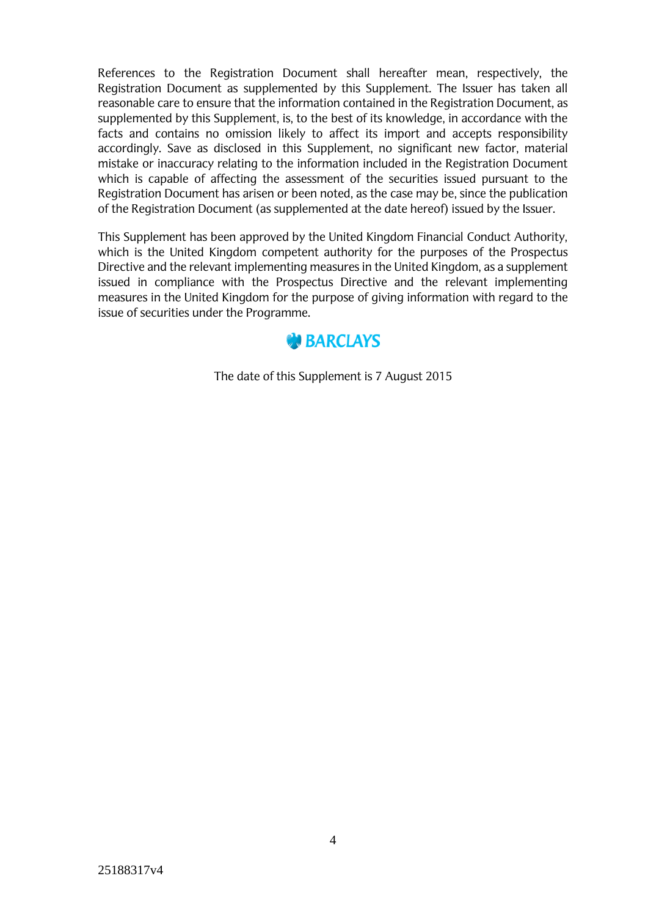References to the Registration Document shall hereafter mean, respectively, the Registration Document as supplemented by this Supplement. The Issuer has taken all reasonable care to ensure that the information contained in the Registration Document, as supplemented by this Supplement, is, to the best of its knowledge, in accordance with the facts and contains no omission likely to affect its import and accepts responsibility accordingly. Save as disclosed in this Supplement, no significant new factor, material mistake or inaccuracy relating to the information included in the Registration Document which is capable of affecting the assessment of the securities issued pursuant to the Registration Document has arisen or been noted, as the case may be, since the publication of the Registration Document (as supplemented at the date hereof) issued by the Issuer.

This Supplement has been approved by the United Kingdom Financial Conduct Authority, which is the United Kingdom competent authority for the purposes of the Prospectus Directive and the relevant implementing measures in the United Kingdom, as a supplement issued in compliance with the Prospectus Directive and the relevant implementing measures in the United Kingdom for the purpose of giving information with regard to the issue of securities under the Programme.

BARCLAYS

The date of this Supplement is 7 August 2015

25188317v4